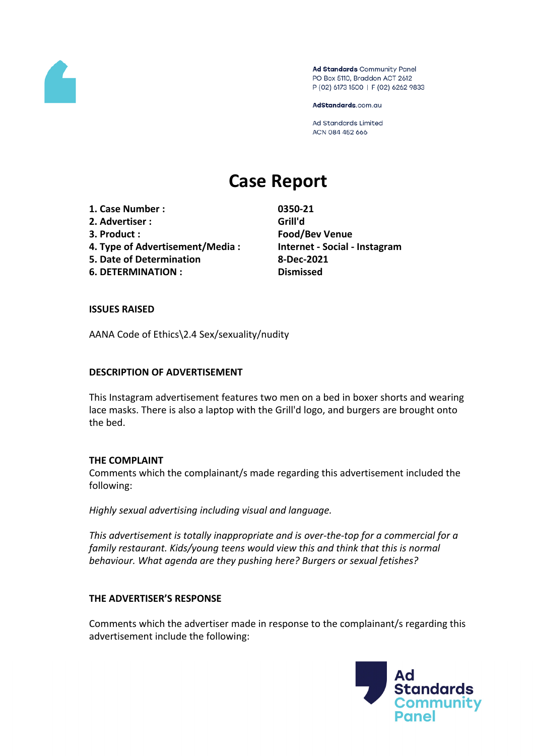Ad Standards Community Panel
PO Box 5110, Braddon ACT 2612
P (02) 6173 1500 | F (02) 6262 9833

AdStandards.com.au

Ad Standards Limited
ACN 084 452 666

# Case Report

| | |
|---|---|
| **1. Case Number :** | **0350-21** |
| **2. Advertiser :** | **Grill'd** |
| **3. Product :** | **Food/Bev Venue** |
| **4. Type of Advertisement/Media :** | **Internet - Social - Instagram** |
| **5. Date of Determination** | **8-Dec-2021** |
| **6. DETERMINATION :** | **Dismissed** |

**ISSUES RAISED**

AANA Code of Ethics\2.4 Sex/sexuality/nudity

**DESCRIPTION OF ADVERTISEMENT**

This Instagram advertisement features two men on a bed in boxer shorts and wearing lace masks. There is also a laptop with the Grill'd logo, and burgers are brought onto the bed.

**THE COMPLAINT**

Comments which the complainant/s made regarding this advertisement included the following:

*Highly sexual advertising including visual and language.*

*This advertisement is totally inappropriate and is over-the-top for a commercial for a family restaurant. Kids/young teens would view this and think that this is normal behaviour. What agenda are they pushing here? Burgers or sexual fetishes?*

**THE ADVERTISER'S RESPONSE**

Comments which the advertiser made in response to the complainant/s regarding this advertisement include the following: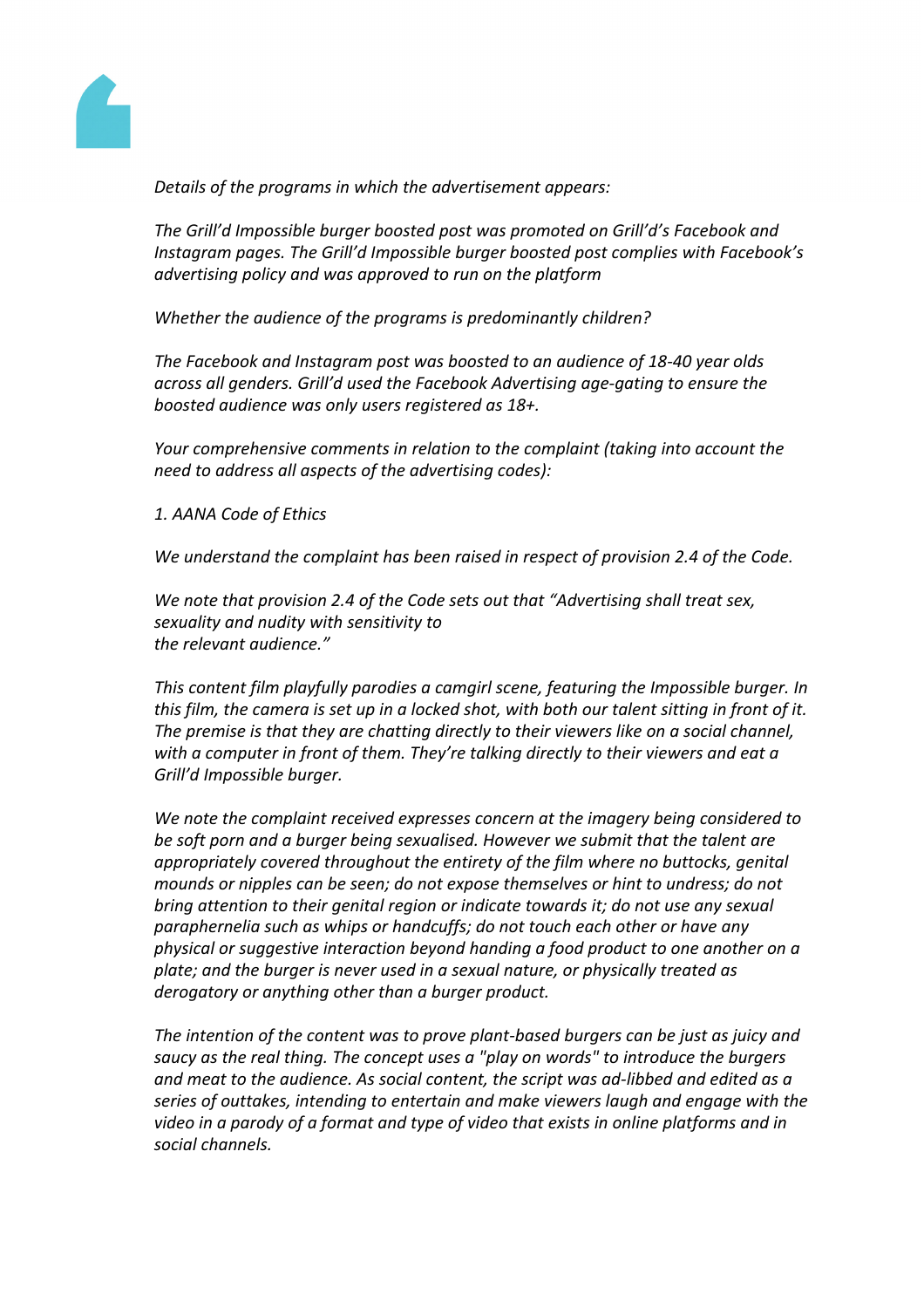*Details of the programs in which the advertisement appears:*

*The Grill'd Impossible burger boosted post was promoted on Grill'd's Facebook and Instagram pages. The Grill'd Impossible burger boosted post complies with Facebook's advertising policy and was approved to run on the platform*

*Whether the audience of the programs is predominantly children?*

*The Facebook and Instagram post was boosted to an audience of 18-40 year olds across all genders. Grill'd used the Facebook Advertising age-gating to ensure the boosted audience was only users registered as 18+.*

*Your comprehensive comments in relation to the complaint (taking into account the need to address all aspects of the advertising codes):*

*1. AANA Code of Ethics*

*We understand the complaint has been raised in respect of provision 2.4 of the Code.*

*We note that provision 2.4 of the Code sets out that "Advertising shall treat sex, sexuality and nudity with sensitivity to the relevant audience."*

*This content film playfully parodies a camgirl scene, featuring the Impossible burger. In this film, the camera is set up in a locked shot, with both our talent sitting in front of it. The premise is that they are chatting directly to their viewers like on a social channel, with a computer in front of them. They're talking directly to their viewers and eat a Grill'd Impossible burger.*

*We note the complaint received expresses concern at the imagery being considered to be soft porn and a burger being sexualised. However we submit that the talent are appropriately covered throughout the entirety of the film where no buttocks, genital mounds or nipples can be seen; do not expose themselves or hint to undress; do not bring attention to their genital region or indicate towards it; do not use any sexual paraphernelia such as whips or handcuffs; do not touch each other or have any physical or suggestive interaction beyond handing a food product to one another on a plate; and the burger is never used in a sexual nature, or physically treated as derogatory or anything other than a burger product.*

*The intention of the content was to prove plant-based burgers can be just as juicy and saucy as the real thing. The concept uses a "play on words" to introduce the burgers and meat to the audience. As social content, the script was ad-libbed and edited as a series of outtakes, intending to entertain and make viewers laugh and engage with the video in a parody of a format and type of video that exists in online platforms and in social channels.*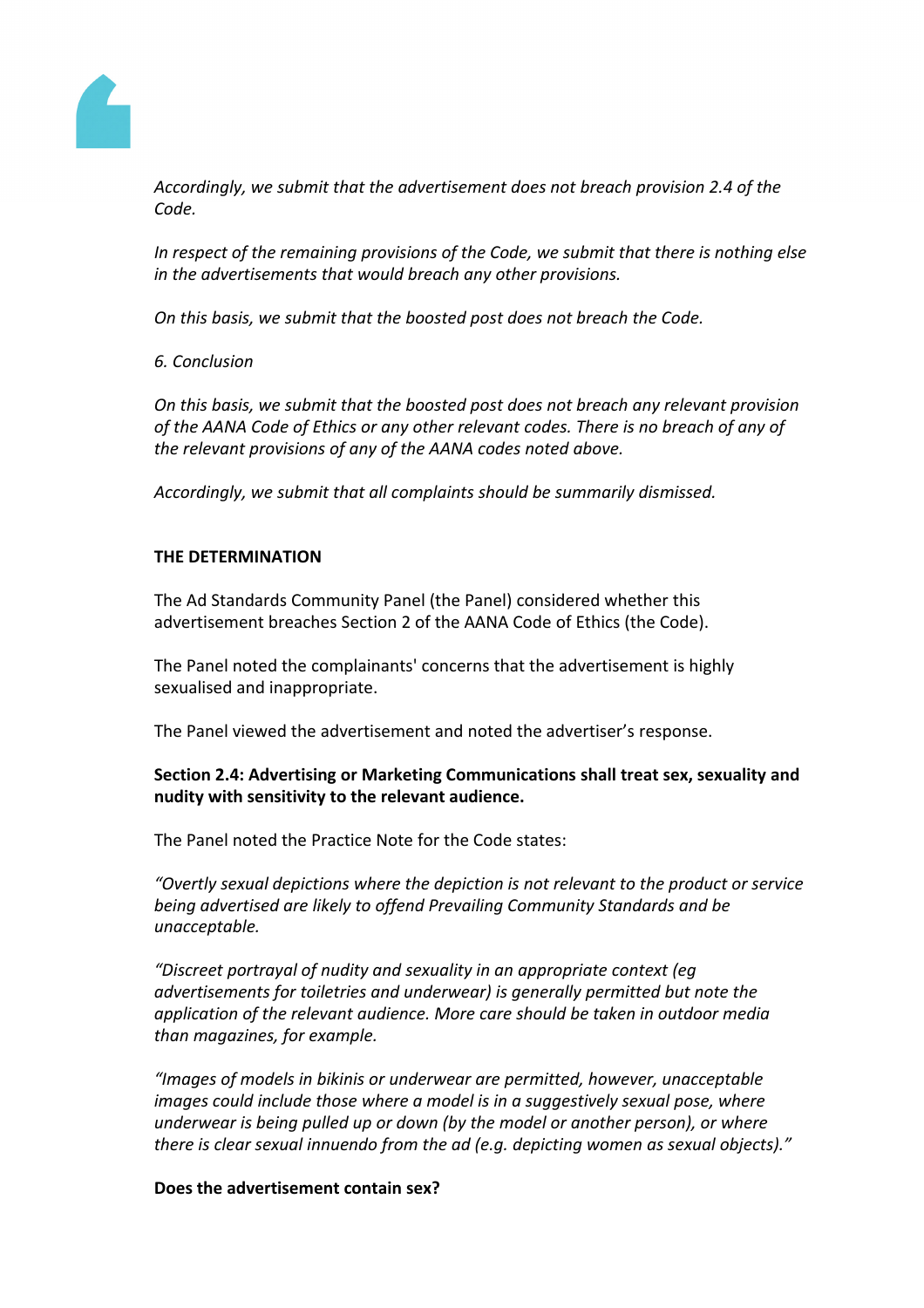*Accordingly, we submit that the advertisement does not breach provision 2.4 of the Code.*

*In respect of the remaining provisions of the Code, we submit that there is nothing else in the advertisements that would breach any other provisions.*

*On this basis, we submit that the boosted post does not breach the Code.*

*6. Conclusion*

*On this basis, we submit that the boosted post does not breach any relevant provision of the AANA Code of Ethics or any other relevant codes. There is no breach of any of the relevant provisions of any of the AANA codes noted above.*

*Accordingly, we submit that all complaints should be summarily dismissed.*

**THE DETERMINATION**

The Ad Standards Community Panel (the Panel) considered whether this advertisement breaches Section 2 of the AANA Code of Ethics (the Code).

The Panel noted the complainants' concerns that the advertisement is highly sexualised and inappropriate.

The Panel viewed the advertisement and noted the advertiser's response.

**Section 2.4: Advertising or Marketing Communications shall treat sex, sexuality and nudity with sensitivity to the relevant audience.**

The Panel noted the Practice Note for the Code states:

*"Overtly sexual depictions where the depiction is not relevant to the product or service being advertised are likely to offend Prevailing Community Standards and be unacceptable.*

*"Discreet portrayal of nudity and sexuality in an appropriate context (eg advertisements for toiletries and underwear) is generally permitted but note the application of the relevant audience. More care should be taken in outdoor media than magazines, for example.*

*"Images of models in bikinis or underwear are permitted, however, unacceptable images could include those where a model is in a suggestively sexual pose, where underwear is being pulled up or down (by the model or another person), or where there is clear sexual innuendo from the ad (e.g. depicting women as sexual objects)."*

**Does the advertisement contain sex?**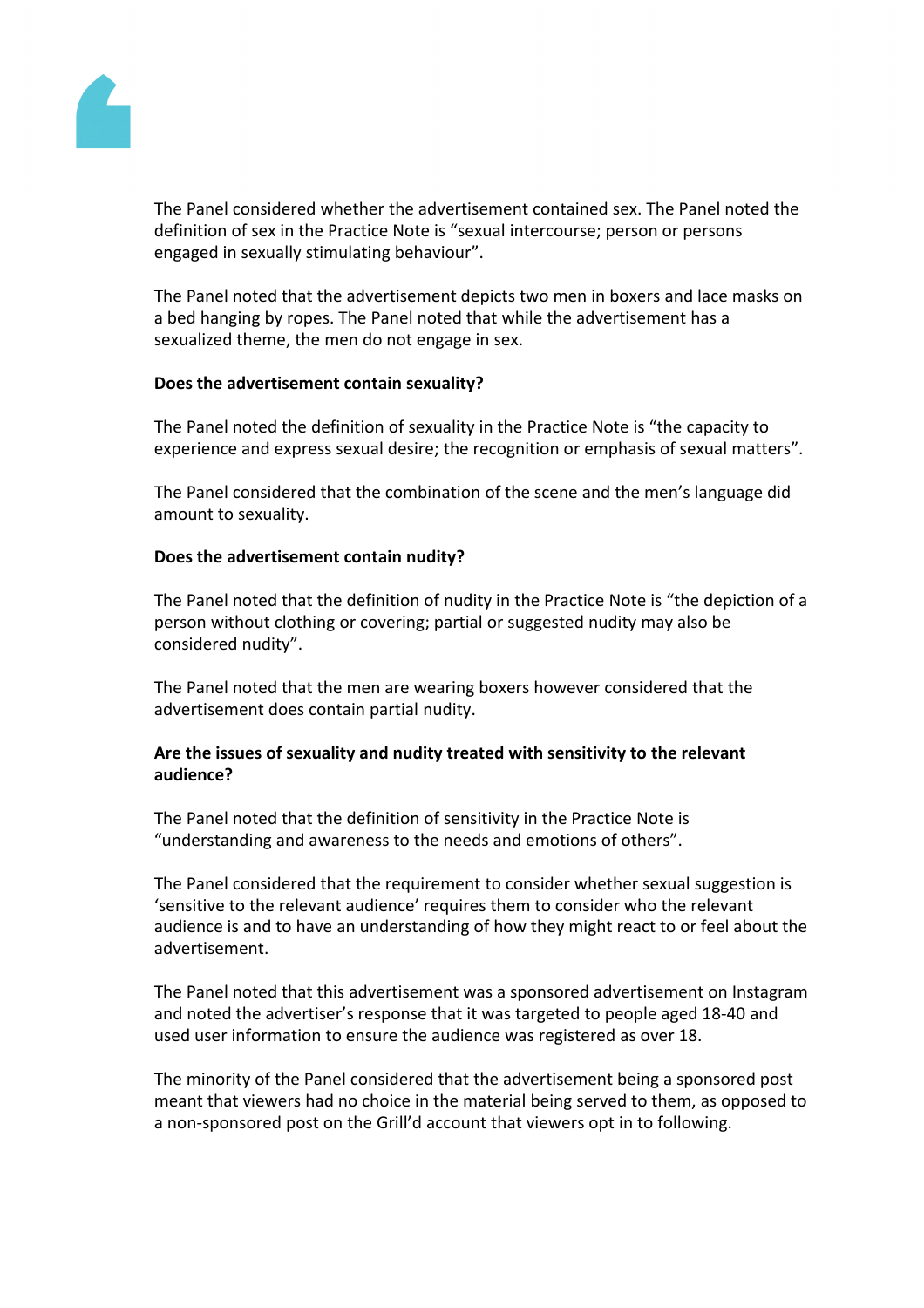The Panel considered whether the advertisement contained sex. The Panel noted the definition of sex in the Practice Note is "sexual intercourse; person or persons engaged in sexually stimulating behaviour".

The Panel noted that the advertisement depicts two men in boxers and lace masks on a bed hanging by ropes. The Panel noted that while the advertisement has a sexualized theme, the men do not engage in sex.

**Does the advertisement contain sexuality?**

The Panel noted the definition of sexuality in the Practice Note is "the capacity to experience and express sexual desire; the recognition or emphasis of sexual matters".

The Panel considered that the combination of the scene and the men's language did amount to sexuality.

**Does the advertisement contain nudity?**

The Panel noted that the definition of nudity in the Practice Note is "the depiction of a person without clothing or covering; partial or suggested nudity may also be considered nudity".

The Panel noted that the men are wearing boxers however considered that the advertisement does contain partial nudity.

**Are the issues of sexuality and nudity treated with sensitivity to the relevant audience?**

The Panel noted that the definition of sensitivity in the Practice Note is "understanding and awareness to the needs and emotions of others".

The Panel considered that the requirement to consider whether sexual suggestion is 'sensitive to the relevant audience' requires them to consider who the relevant audience is and to have an understanding of how they might react to or feel about the advertisement.

The Panel noted that this advertisement was a sponsored advertisement on Instagram and noted the advertiser's response that it was targeted to people aged 18-40 and used user information to ensure the audience was registered as over 18.

The minority of the Panel considered that the advertisement being a sponsored post meant that viewers had no choice in the material being served to them, as opposed to a non-sponsored post on the Grill'd account that viewers opt in to following.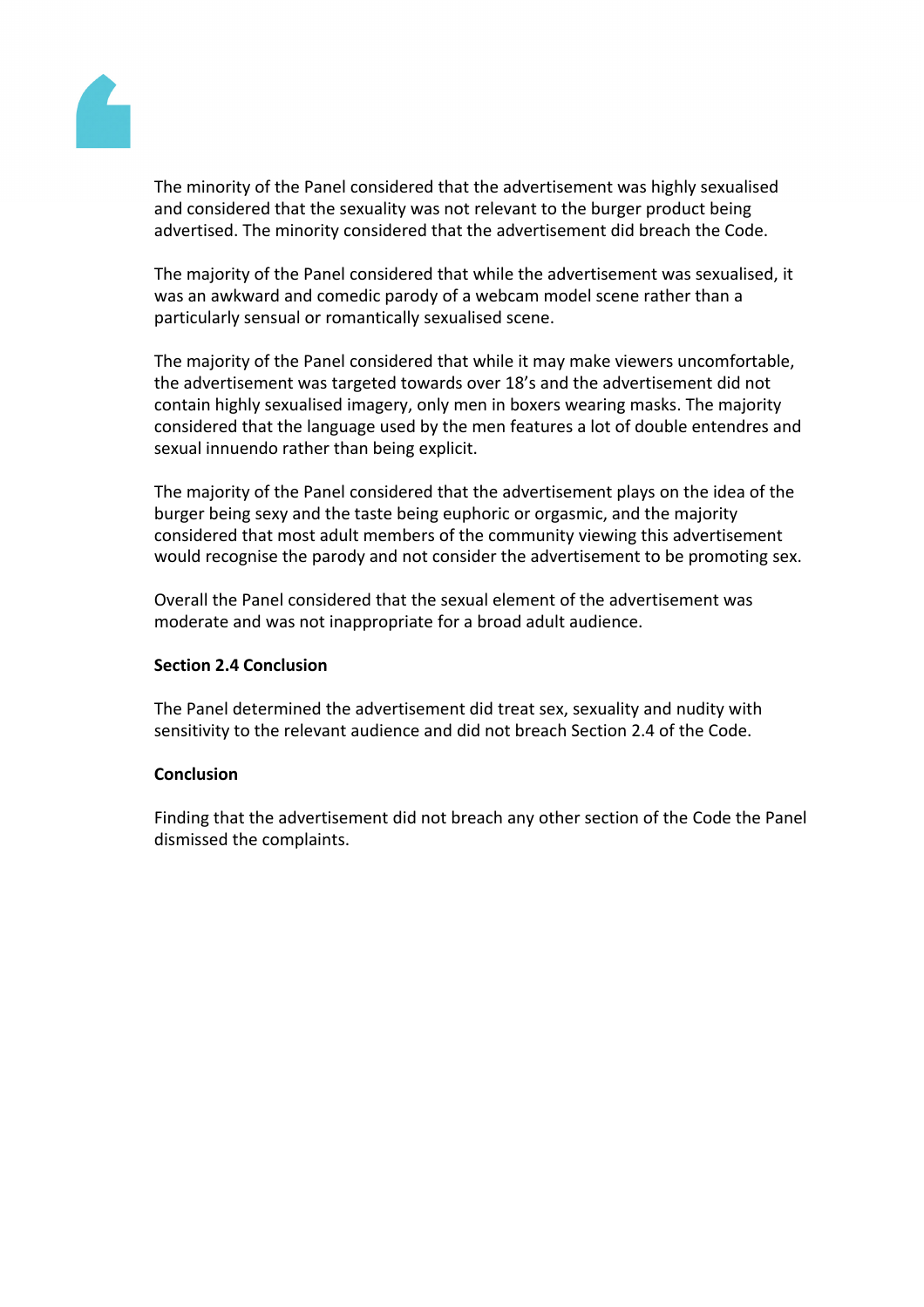The minority of the Panel considered that the advertisement was highly sexualised and considered that the sexuality was not relevant to the burger product being advertised. The minority considered that the advertisement did breach the Code.

The majority of the Panel considered that while the advertisement was sexualised, it was an awkward and comedic parody of a webcam model scene rather than a particularly sensual or romantically sexualised scene.

The majority of the Panel considered that while it may make viewers uncomfortable, the advertisement was targeted towards over 18's and the advertisement did not contain highly sexualised imagery, only men in boxers wearing masks. The majority considered that the language used by the men features a lot of double entendres and sexual innuendo rather than being explicit.

The majority of the Panel considered that the advertisement plays on the idea of the burger being sexy and the taste being euphoric or orgasmic, and the majority considered that most adult members of the community viewing this advertisement would recognise the parody and not consider the advertisement to be promoting sex.

Overall the Panel considered that the sexual element of the advertisement was moderate and was not inappropriate for a broad adult audience.

**Section 2.4 Conclusion**

The Panel determined the advertisement did treat sex, sexuality and nudity with sensitivity to the relevant audience and did not breach Section 2.4 of the Code.

**Conclusion**

Finding that the advertisement did not breach any other section of the Code the Panel dismissed the complaints.